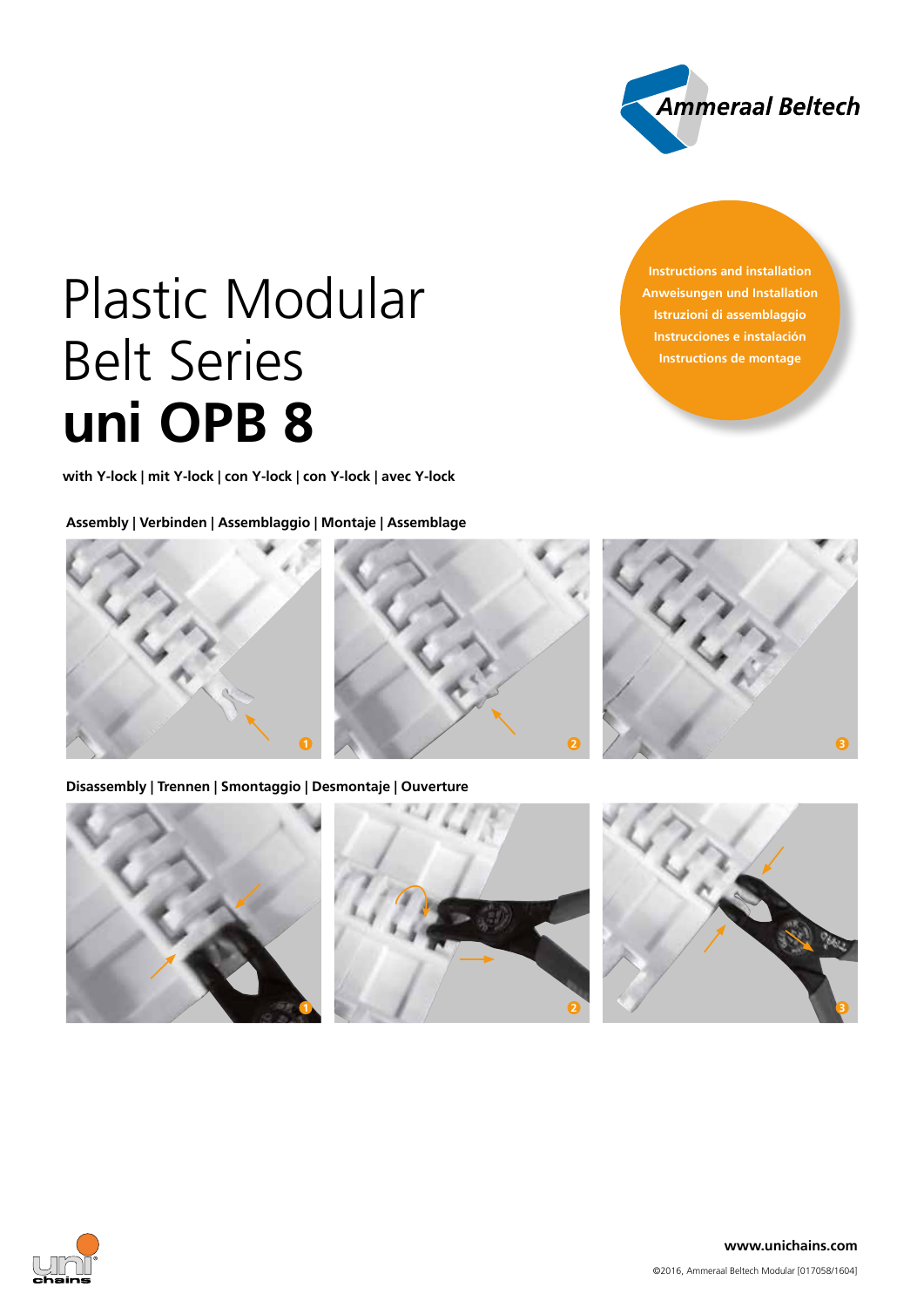Ammeraal Beltech

# Plastic Modular Belt Series
# uni OPB 8

Instructions and installation
Anweisungen und Installation
Istruzioni di assemblaggio
Instrucciones e instalación
Instructions de montage

**with Y-lock | mit Y-lock | con Y-lock | con Y-lock | avec Y-lock**

**Assembly | Verbinden | Assemblaggio | Montaje | Assemblage**

1 2 3

**Disassembly | Trennen | Smontaggio | Desmontaje | Ouverture**

1 2 3

**www.unichains.com**

©2016, Ammeraal Beltech Modular [017058/1604]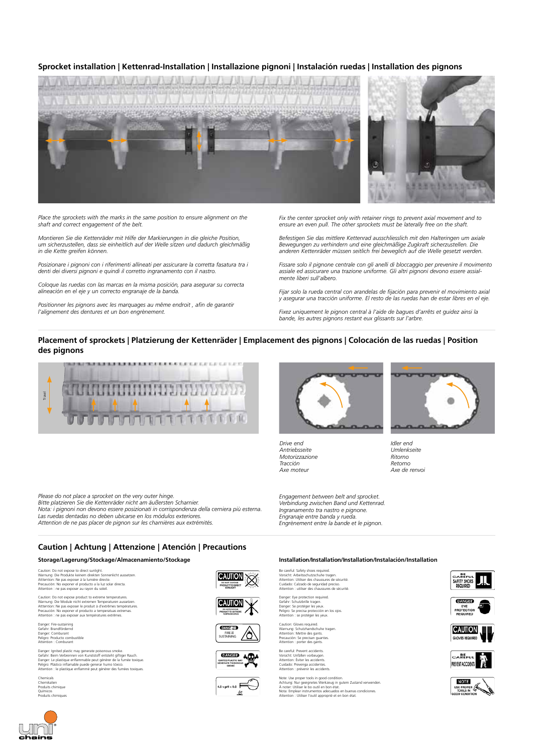## Sprocket installation | Kettenrad-Installation | Installazione pignoni | Instalación ruedas | Installation des pignons

*Place the sprockets with the marks in the same position to ensure alignment on the shaft and correct engagement of the belt.*

*Montieren Sie die Kettenräder mit Hilfe der Markierungen in die gleiche Position, um sicherzustellen, dass sie einheitlich auf der Welle sitzen und dadurch gleichmäßig in die Kette greifen können.*

*Posizionare i pignoni con i riferimenti allineati per assicurare la corretta fasatura tra i denti dei diversi pignoni e quindi il corretto ingranamento con il nastro.*

*Coloque las ruedas con las marcas en la misma posición, para asegurar su correcta alineación en el eje y un correcto engranaje de la banda.*

*Positionner les pignons avec les marquages au même endroit , afin de garantir l'alignement des dentures et un bon engrènement.*

*Fix the center sprocket only with retainer rings to prevent axial movement and to ensure an even pull. The other sprockets must be laterally free on the shaft.*

*Befestigen Sie das mittlere Kettenrad ausschliesslich mit den Halteringen um axiale Bewegungen zu verhindern und eine gleichmäßige Zugkraft sicherzustellen. Die anderen Kettenräder müssen seitlich frei beweglich auf die Welle gesetzt werden.*

*Fissare solo il pignone centrale con gli anelli di bloccaggio per prevenire il movimento assiale ed assicurare una trazione uniforme. Gli altri pignoni devono essere assialmente liberi sull'albero.*

*Fijar solo la rueda central con arandelas de fijación para prevenir el movimiento axial y asegurar una tracción uniforme. El resto de las ruedas han de estar libres en el eje.*

*Fixez uniquement le pignon central à l'aide de bagues d'arrêts et guidez ainsi la bande, les autres pignons restant eux glissants sur l'arbre.*

## Placement of sprockets | Platzierung der Kettenräder | Emplacement des pignons | Colocación de las ruedas | Position des pignons

Travel

*Drive end*
*Antriebsseite*
*Motorizzazione*
*Tracción*
*Axe moteur*

*Idler end*
*Umlenkseite*
*Ritorno*
*Retorno*
*Axe de renvoi*

*Please do not place a sprocket on the very outer hinge.*
*Bitte platzieren Sie die Kettenräder nicht am äußersten Scharnier.*
*Nota: i pignoni non devono essere posizionati in corrispondenza della cerniera più esterna.*
*Las ruedas dentadas no deben ubicarse en los módulos exteriores.*
*Attention de ne pas placer de pignon sur les charnières aux extrémités.*

*Engagement between belt and sprocket.*
*Verbindung zwischen Band und Kettenrad.*
*Ingranamento tra nastro e pignone.*
*Engranaje entre banda y rueda.*
*Engrènement entre la bande et le pignon.*

## Caution | Achtung | Attenzione | Atención | Precautions

### Storage/Lagerung/Stockage/Almacenamiento/Stockage

Caution: Do not expose to direct sunlight.
Warnung: Die Produkte keinem direkten Sonnenlicht aussetzen.
Atttention: Ne pas exposer à la lumière directe.
Precaución: No exponer el producto a la luz solar directa.
Attention : ne pas exposer au rayon du soleil.

CAUTION — DO NOT EXPOSE PRODUCT TO DIRECT SUNLIGHT

Caution: Do not expose product to extreme temperatures.
Warnung: Die Module nicht extremen Temperaturen aussetzen.
Attention: Ne pas exposer le produit à d'extrêmes températures.
Precaución: No exponer el producto a temperaturas extremas.
Attention : ne pas exposer aux températures extrêmes.

CAUTION — DO NOT EXPOSE PRODUCT TO EXTREME TEMPERATURES

Danger: Fire-sustaining
Gefahr: Brandfördernd
Danger: Comburant
Peligro: Producto combustible
Attention : Comburant

DANGER — FIRE-SUSTAINING

Danger: Ignited plastic may generate poisonous smoke.
Gefahr: Beim Verbrennen von Kunststoff entsteht giftiger Rauch.
Danger: Le plastique enflammable peut générer de la fumée toxique.
Peligro: Plástico inflamable puede generar humo tóxico.
Attention : le plastique enflammé peut générer des fumées toxiques.

DANGER — IGNITED PLASTIC MAY GENERATE POISONOUS SMOKE

Chemicals
Chemikalien
Produits chimique
Químicos
Produits chimiques

4,5 < pH < 9,0

### Installation/Installation/Installation/Instalación/Installation

Be careful: Safety shoes required.
Vorsicht: Arbeitsschutzschuhe tragen.
Attention: Utiliser des chaussures de sécurité.
Cuidado: Calzado de seguridad preciso.
Attention : utiliser des chaussures de sécurité.

BE CAREFUL — SAFETY SHOES REQUIRED

Danger: Eye protection required.
Gefahr: Schutzbrille tragen.
Danger: Se protéger les yeux.
Peligro: Se precisa protección en los ojos.
Attention : se protéger les yeux.

DANGER — EYE PROTECTION REQUIRED

Caution: Gloves required.
Warnung: Schutzhandschuhe tragen.
Attention: Mettre des gants.
Precaución: Se precisan guantes.
Attention : porter des gants.

CAUTION — GLOVES REQUIRED

Be careful: Prevent accidents.
Vorsicht: Unfällen vorbeugen.
Attention: Eviter les accidents.
Cuidado: Prevenga accidentes.
Attention : prévenir les accidents.

BE CAREFUL — PREVENT ACCIDENTS

Note: Use proper tools in good condition.
Achtung: Nur geeignetes Werkzeug in gutem Zustand verwenden.
A noter: Utiliser le bo outil en bon état.
Nota: Emplear instrumentos adecuados en buenas condiciones.
Attention : Utiliser l'outil approprié et en bon état.

NOTE — USE PROPER TOOLS IN GOOD CONDITION

uni chains